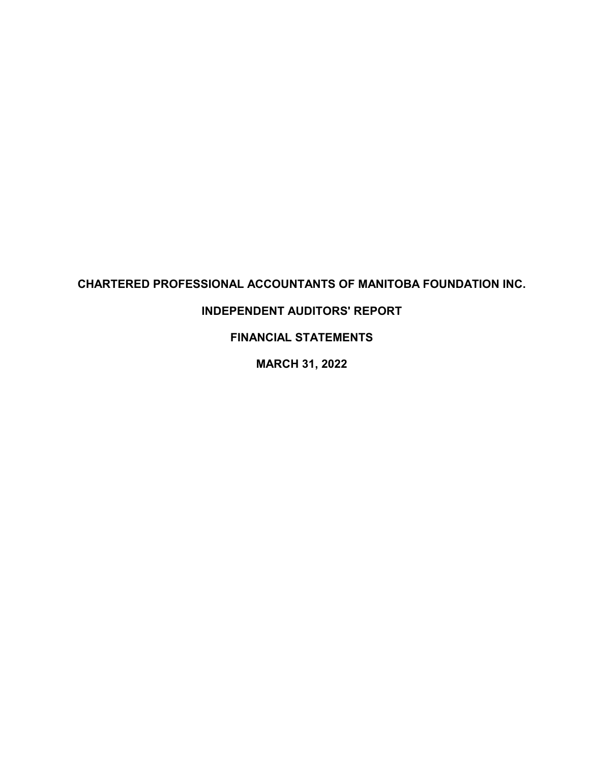# CHARTERED PROFESSIONAL ACCOUNTANTS OF MANITOBA FOUNDATION INC.

## INDEPENDENT AUDITORS' REPORT

## FINANCIAL STATEMENTS

## MARCH 31, 2022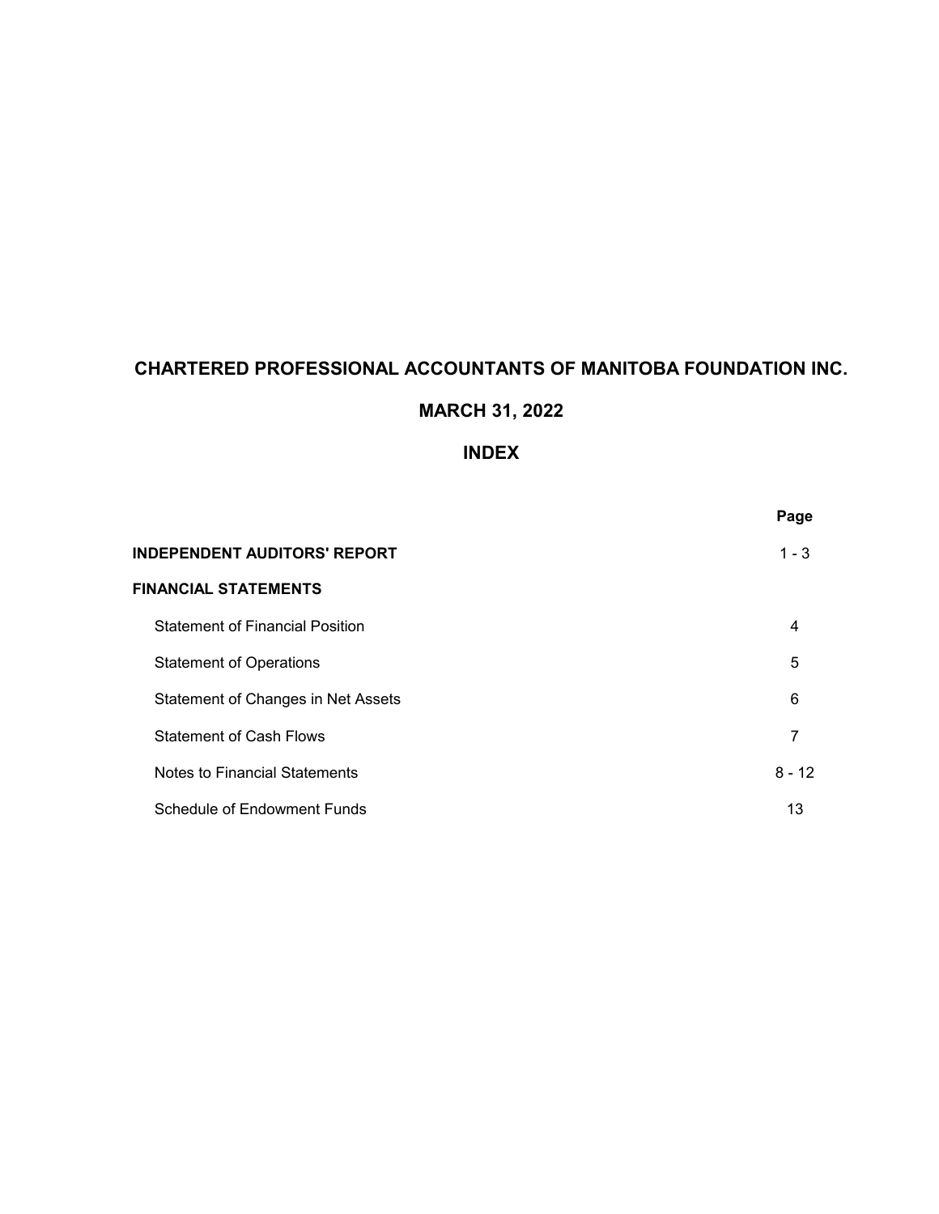# CHARTERED PROFESSIONAL ACCOUNTANTS OF MANITOBA FOUNDATION INC.

## MARCH 31, 2022

## INDEX

| | Page |
|---|---|
| **INDEPENDENT AUDITORS' REPORT** | 1 - 3 |
| **FINANCIAL STATEMENTS** | |
| Statement of Financial Position | 4 |
| Statement of Operations | 5 |
| Statement of Changes in Net Assets | 6 |
| Statement of Cash Flows | 7 |
| Notes to Financial Statements | 8 - 12 |
| Schedule of Endowment Funds | 13 |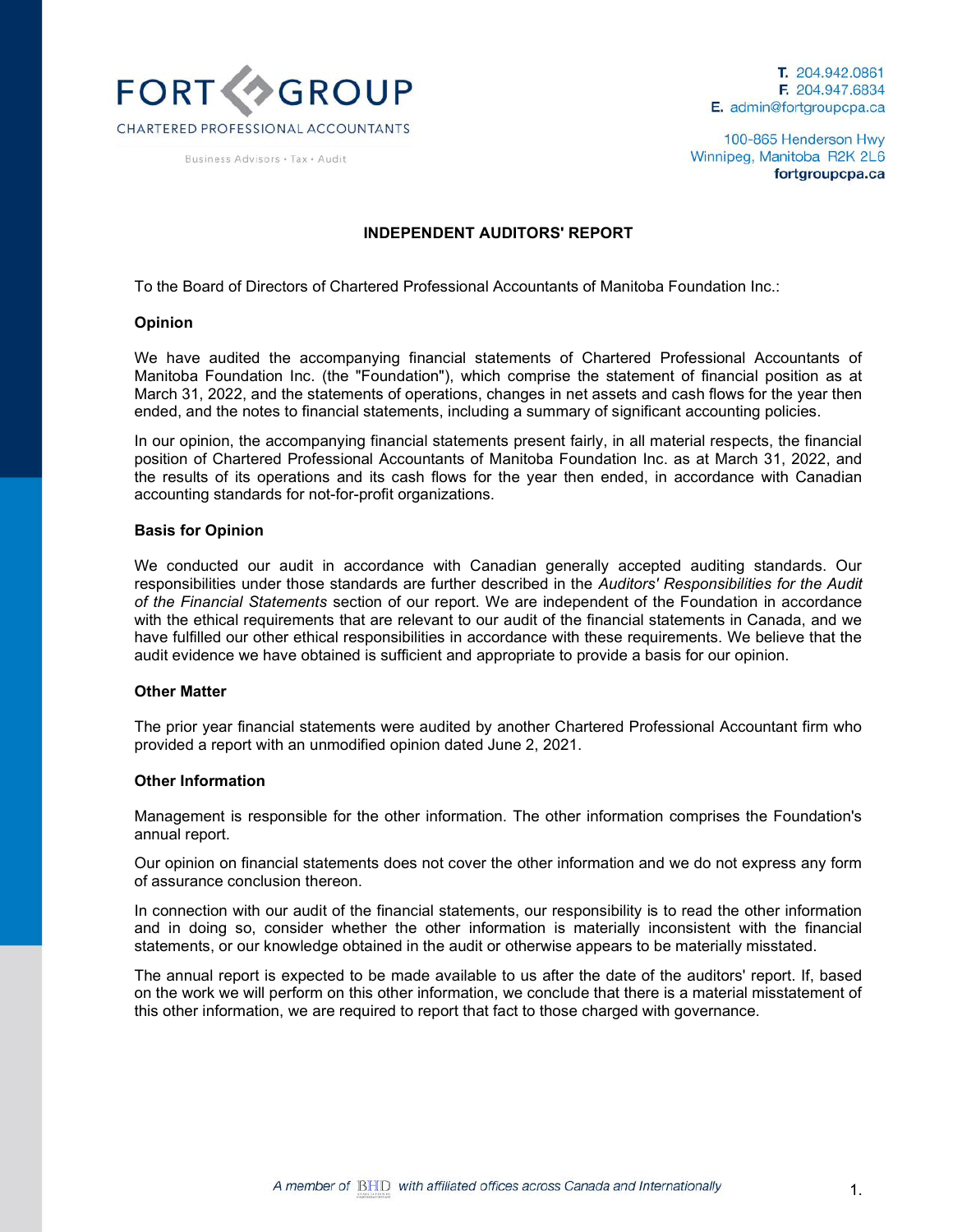FORT GROUP
CHARTERED PROFESSIONAL ACCOUNTANTS

Business Advisors • Tax • Audit

T. 204.942.0861
F. 204.947.6834
E. admin@fortgroupcpa.ca

100-865 Henderson Hwy
Winnipeg, Manitoba R2K 2L6
fortgroupcpa.ca

# INDEPENDENT AUDITORS' REPORT

To the Board of Directors of Chartered Professional Accountants of Manitoba Foundation Inc.:

**Opinion**

We have audited the accompanying financial statements of Chartered Professional Accountants of Manitoba Foundation Inc. (the "Foundation"), which comprise the statement of financial position as at March 31, 2022, and the statements of operations, changes in net assets and cash flows for the year then ended, and the notes to financial statements, including a summary of significant accounting policies.

In our opinion, the accompanying financial statements present fairly, in all material respects, the financial position of Chartered Professional Accountants of Manitoba Foundation Inc. as at March 31, 2022, and the results of its operations and its cash flows for the year then ended, in accordance with Canadian accounting standards for not-for-profit organizations.

**Basis for Opinion**

We conducted our audit in accordance with Canadian generally accepted auditing standards. Our responsibilities under those standards are further described in the *Auditors' Responsibilities for the Audit of the Financial Statements* section of our report. We are independent of the Foundation in accordance with the ethical requirements that are relevant to our audit of the financial statements in Canada, and we have fulfilled our other ethical responsibilities in accordance with these requirements. We believe that the audit evidence we have obtained is sufficient and appropriate to provide a basis for our opinion.

**Other Matter**

The prior year financial statements were audited by another Chartered Professional Accountant firm who provided a report with an unmodified opinion dated June 2, 2021.

**Other Information**

Management is responsible for the other information. The other information comprises the Foundation's annual report.

Our opinion on financial statements does not cover the other information and we do not express any form of assurance conclusion thereon.

In connection with our audit of the financial statements, our responsibility is to read the other information and in doing so, consider whether the other information is materially inconsistent with the financial statements, or our knowledge obtained in the audit or otherwise appears to be materially misstated.

The annual report is expected to be made available to us after the date of the auditors' report. If, based on the work we will perform on this other information, we conclude that there is a material misstatement of this other information, we are required to report that fact to those charged with governance.

*A member of BHD with affiliated offices across Canada and Internationally*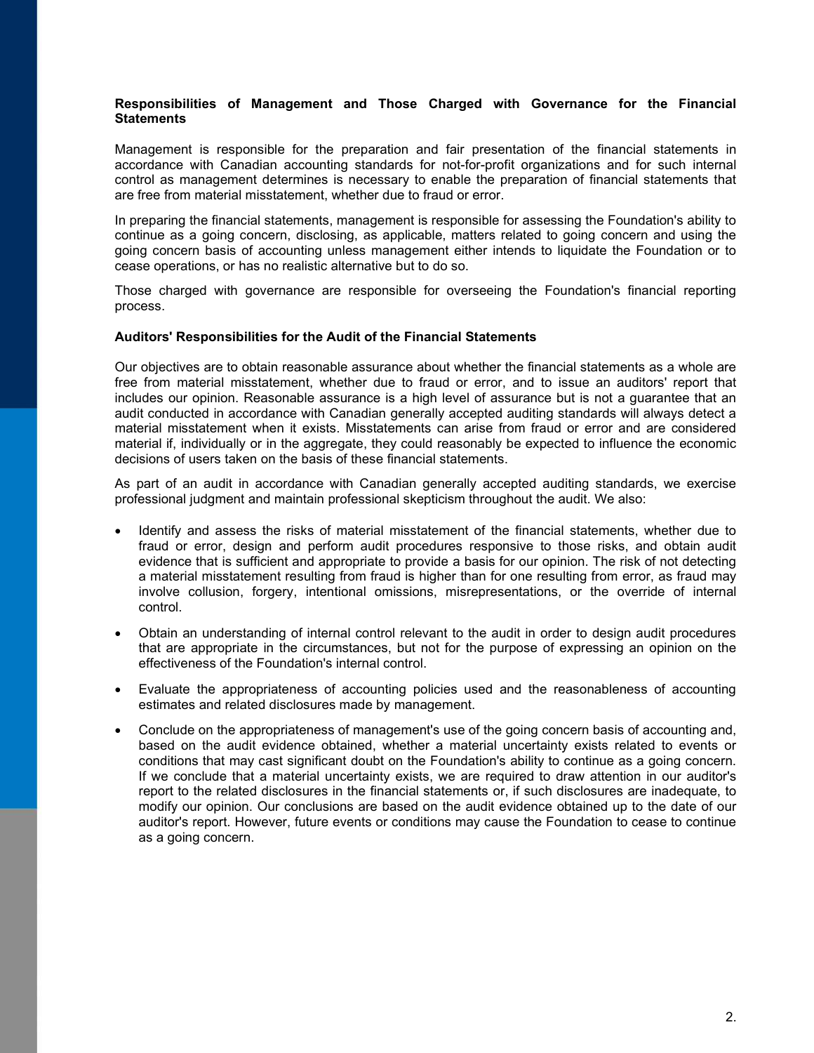**Responsibilities of Management and Those Charged with Governance for the Financial Statements**

Management is responsible for the preparation and fair presentation of the financial statements in accordance with Canadian accounting standards for not-for-profit organizations and for such internal control as management determines is necessary to enable the preparation of financial statements that are free from material misstatement, whether due to fraud or error.

In preparing the financial statements, management is responsible for assessing the Foundation's ability to continue as a going concern, disclosing, as applicable, matters related to going concern and using the going concern basis of accounting unless management either intends to liquidate the Foundation or to cease operations, or has no realistic alternative but to do so.

Those charged with governance are responsible for overseeing the Foundation's financial reporting process.

**Auditors' Responsibilities for the Audit of the Financial Statements**

Our objectives are to obtain reasonable assurance about whether the financial statements as a whole are free from material misstatement, whether due to fraud or error, and to issue an auditors' report that includes our opinion. Reasonable assurance is a high level of assurance but is not a guarantee that an audit conducted in accordance with Canadian generally accepted auditing standards will always detect a material misstatement when it exists. Misstatements can arise from fraud or error and are considered material if, individually or in the aggregate, they could reasonably be expected to influence the economic decisions of users taken on the basis of these financial statements.

As part of an audit in accordance with Canadian generally accepted auditing standards, we exercise professional judgment and maintain professional skepticism throughout the audit. We also:

- Identify and assess the risks of material misstatement of the financial statements, whether due to fraud or error, design and perform audit procedures responsive to those risks, and obtain audit evidence that is sufficient and appropriate to provide a basis for our opinion. The risk of not detecting a material misstatement resulting from fraud is higher than for one resulting from error, as fraud may involve collusion, forgery, intentional omissions, misrepresentations, or the override of internal control.

- Obtain an understanding of internal control relevant to the audit in order to design audit procedures that are appropriate in the circumstances, but not for the purpose of expressing an opinion on the effectiveness of the Foundation's internal control.

- Evaluate the appropriateness of accounting policies used and the reasonableness of accounting estimates and related disclosures made by management.

- Conclude on the appropriateness of management's use of the going concern basis of accounting and, based on the audit evidence obtained, whether a material uncertainty exists related to events or conditions that may cast significant doubt on the Foundation's ability to continue as a going concern. If we conclude that a material uncertainty exists, we are required to draw attention in our auditor's report to the related disclosures in the financial statements or, if such disclosures are inadequate, to modify our opinion. Our conclusions are based on the audit evidence obtained up to the date of our auditor's report. However, future events or conditions may cause the Foundation to cease to continue as a going concern.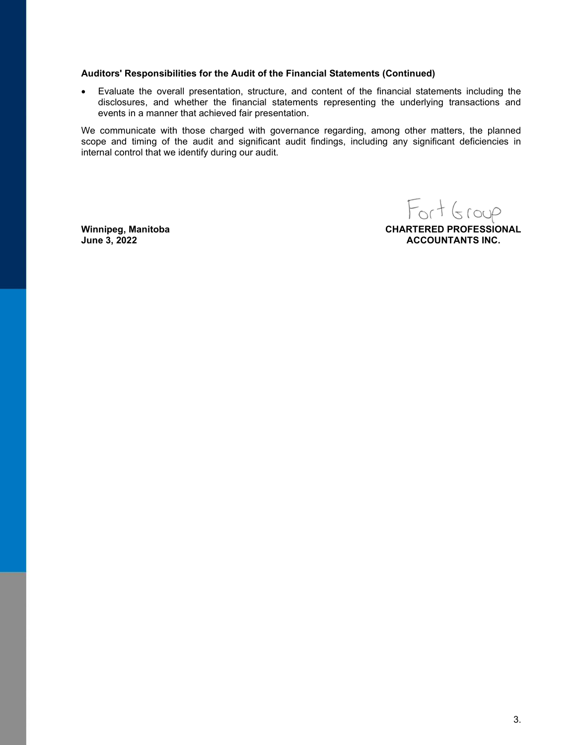**Auditors' Responsibilities for the Audit of the Financial Statements (Continued)**

- Evaluate the overall presentation, structure, and content of the financial statements including the disclosures, and whether the financial statements representing the underlying transactions and events in a manner that achieved fair presentation.

We communicate with those charged with governance regarding, among other matters, the planned scope and timing of the audit and significant audit findings, including any significant deficiencies in internal control that we identify during our audit.

Fort Group

**Winnipeg, Manitoba**
**June 3, 2022**

**CHARTERED PROFESSIONAL ACCOUNTANTS INC.**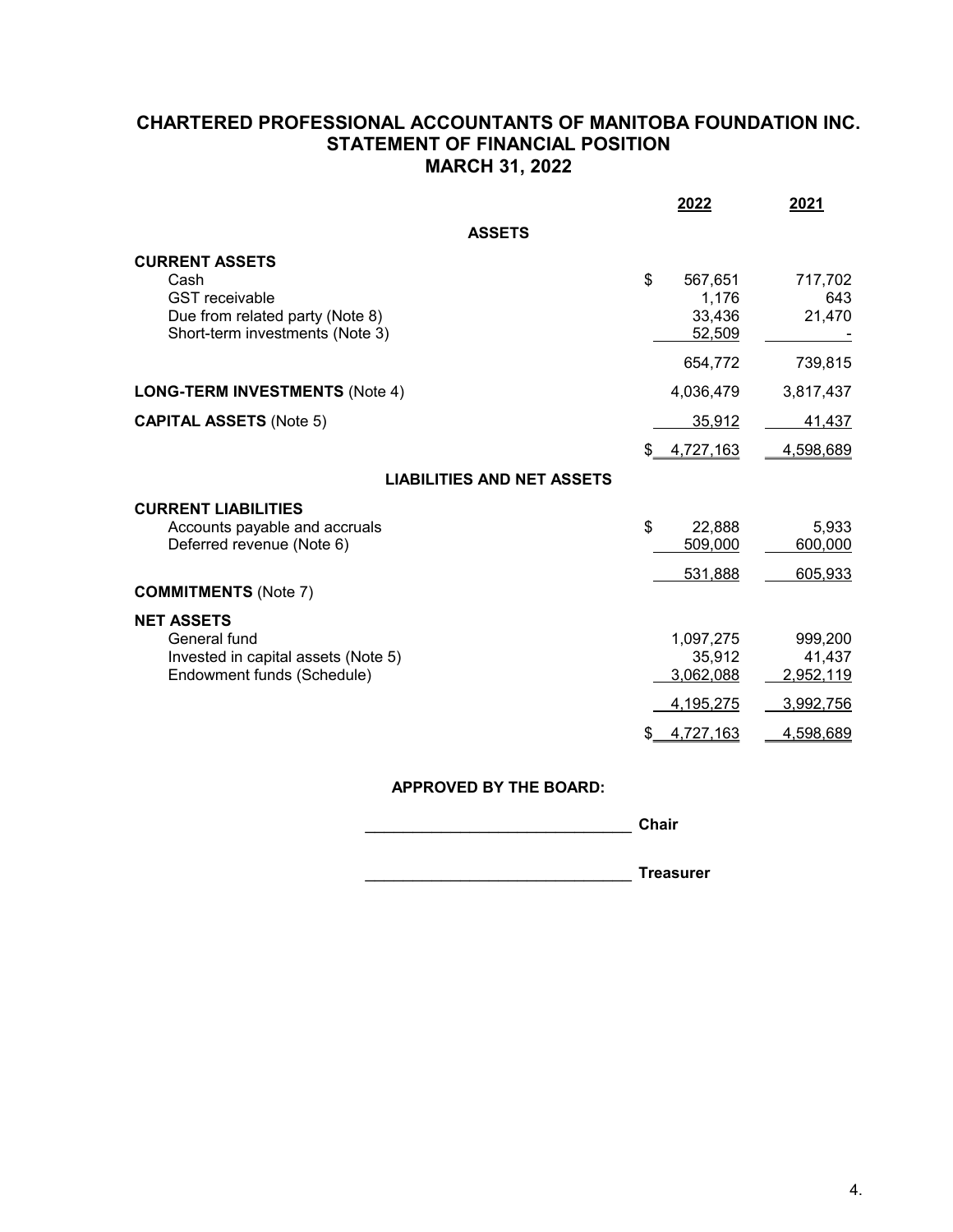# CHARTERED PROFESSIONAL ACCOUNTANTS OF MANITOBA FOUNDATION INC.
## STATEMENT OF FINANCIAL POSITION
## MARCH 31, 2022

| | 2022 | 2021 |
|---|---|---|
| **ASSETS** | | |
| **CURRENT ASSETS** | | |
| Cash | $ 567,651 | 717,702 |
| GST receivable | 1,176 | 643 |
| Due from related party (Note 8) | 33,436 | 21,470 |
| Short-term investments (Note 3) | 52,509 | - |
| | 654,772 | 739,815 |
| **LONG-TERM INVESTMENTS** (Note 4) | 4,036,479 | 3,817,437 |
| **CAPITAL ASSETS** (Note 5) | 35,912 | 41,437 |
| | $ 4,727,163 | 4,598,689 |
| **LIABILITIES AND NET ASSETS** | | |
| **CURRENT LIABILITIES** | | |
| Accounts payable and accruals | $ 22,888 | 5,933 |
| Deferred revenue (Note 6) | 509,000 | 600,000 |
| | 531,888 | 605,933 |
| **COMMITMENTS** (Note 7) | | |
| **NET ASSETS** | | |
| General fund | 1,097,275 | 999,200 |
| Invested in capital assets (Note 5) | 35,912 | 41,437 |
| Endowment funds (Schedule) | 3,062,088 | 2,952,119 |
| | 4,195,275 | 3,992,756 |
| | $ 4,727,163 | 4,598,689 |

**APPROVED BY THE BOARD:**

______________________________ **Chair**

______________________________ **Treasurer**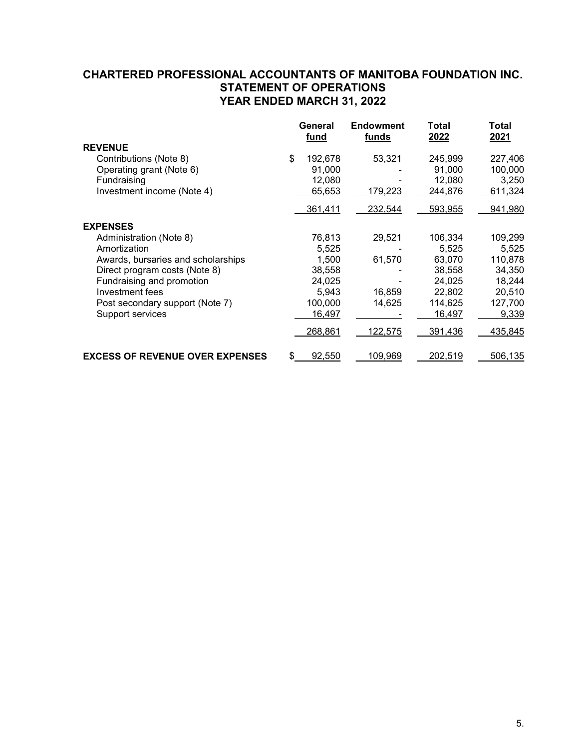# CHARTERED PROFESSIONAL ACCOUNTANTS OF MANITOBA FOUNDATION INC.
## STATEMENT OF OPERATIONS
## YEAR ENDED MARCH 31, 2022

| | General fund | Endowment funds | Total 2022 | Total 2021 |
|---|---|---|---|---|
| **REVENUE** | | | | |
| Contributions (Note 8) | $ 192,678 | 53,321 | 245,999 | 227,406 |
| Operating grant (Note 6) | 91,000 | - | 91,000 | 100,000 |
| Fundraising | 12,080 | - | 12,080 | 3,250 |
| Investment income (Note 4) | 65,653 | 179,223 | 244,876 | 611,324 |
| | 361,411 | 232,544 | 593,955 | 941,980 |
| **EXPENSES** | | | | |
| Administration (Note 8) | 76,813 | 29,521 | 106,334 | 109,299 |
| Amortization | 5,525 | - | 5,525 | 5,525 |
| Awards, bursaries and scholarships | 1,500 | 61,570 | 63,070 | 110,878 |
| Direct program costs (Note 8) | 38,558 | - | 38,558 | 34,350 |
| Fundraising and promotion | 24,025 | - | 24,025 | 18,244 |
| Investment fees | 5,943 | 16,859 | 22,802 | 20,510 |
| Post secondary support (Note 7) | 100,000 | 14,625 | 114,625 | 127,700 |
| Support services | 16,497 | - | 16,497 | 9,339 |
| | 268,861 | 122,575 | 391,436 | 435,845 |
| **EXCESS OF REVENUE OVER EXPENSES** | $ 92,550 | 109,969 | 202,519 | 506,135 |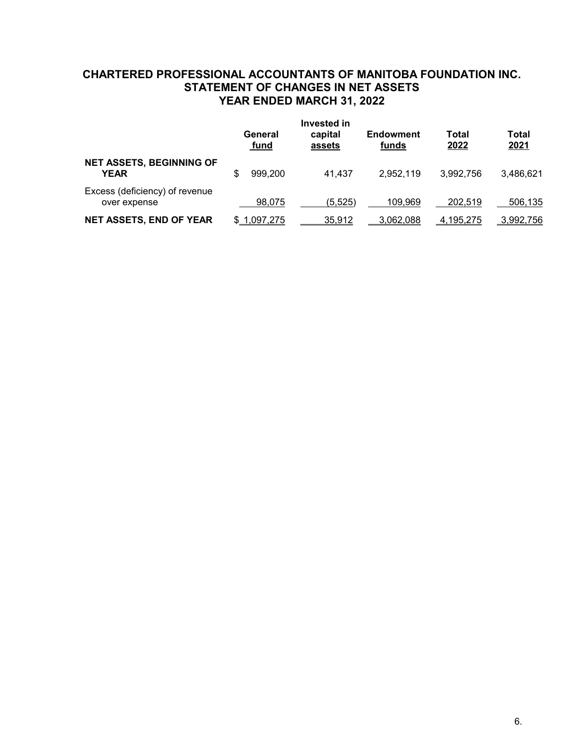# CHARTERED PROFESSIONAL ACCOUNTANTS OF MANITOBA FOUNDATION INC.
## STATEMENT OF CHANGES IN NET ASSETS
## YEAR ENDED MARCH 31, 2022

| | General fund | Invested in capital assets | Endowment funds | Total 2022 | Total 2021 |
|---|---|---|---|---|---|
| **NET ASSETS, BEGINNING OF YEAR** | $ 999,200 | 41,437 | 2,952,119 | 3,992,756 | 3,486,621 |
| Excess (deficiency) of revenue over expense | 98,075 | (5,525) | 109,969 | 202,519 | 506,135 |
| **NET ASSETS, END OF YEAR** | $ 1,097,275 | 35,912 | 3,062,088 | 4,195,275 | 3,992,756 |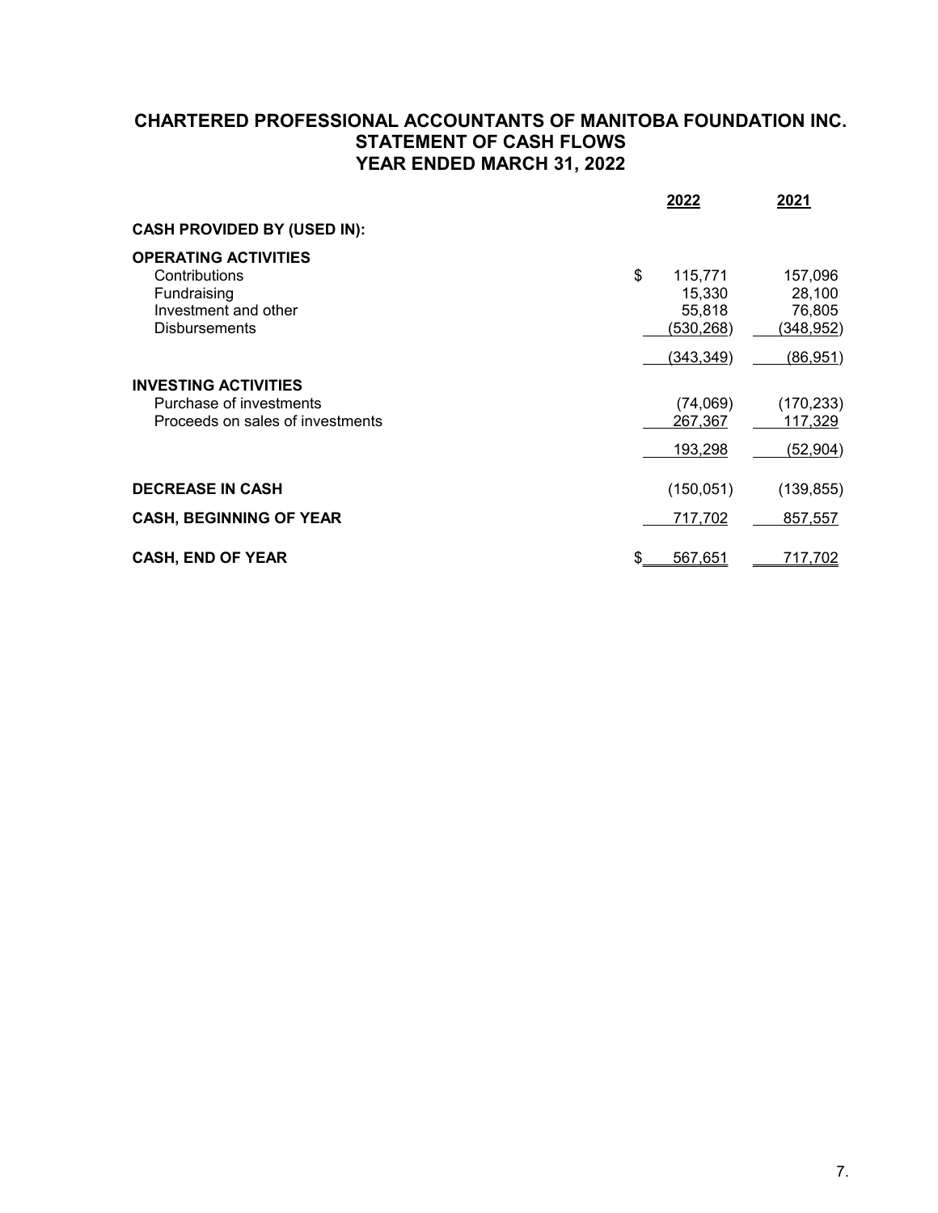# CHARTERED PROFESSIONAL ACCOUNTANTS OF MANITOBA FOUNDATION INC.
## STATEMENT OF CASH FLOWS
## YEAR ENDED MARCH 31, 2022

| | 2022 | 2021 |
|---|---|---|
| **CASH PROVIDED BY (USED IN):** | | |
| **OPERATING ACTIVITIES** | | |
| Contributions | $ 115,771 | 157,096 |
| Fundraising | 15,330 | 28,100 |
| Investment and other | 55,818 | 76,805 |
| Disbursements | (530,268) | (348,952) |
| | (343,349) | (86,951) |
| **INVESTING ACTIVITIES** | | |
| Purchase of investments | (74,069) | (170,233) |
| Proceeds on sales of investments | 267,367 | 117,329 |
| | 193,298 | (52,904) |
| **DECREASE IN CASH** | (150,051) | (139,855) |
| **CASH, BEGINNING OF YEAR** | 717,702 | 857,557 |
| **CASH, END OF YEAR** | $ 567,651 | 717,702 |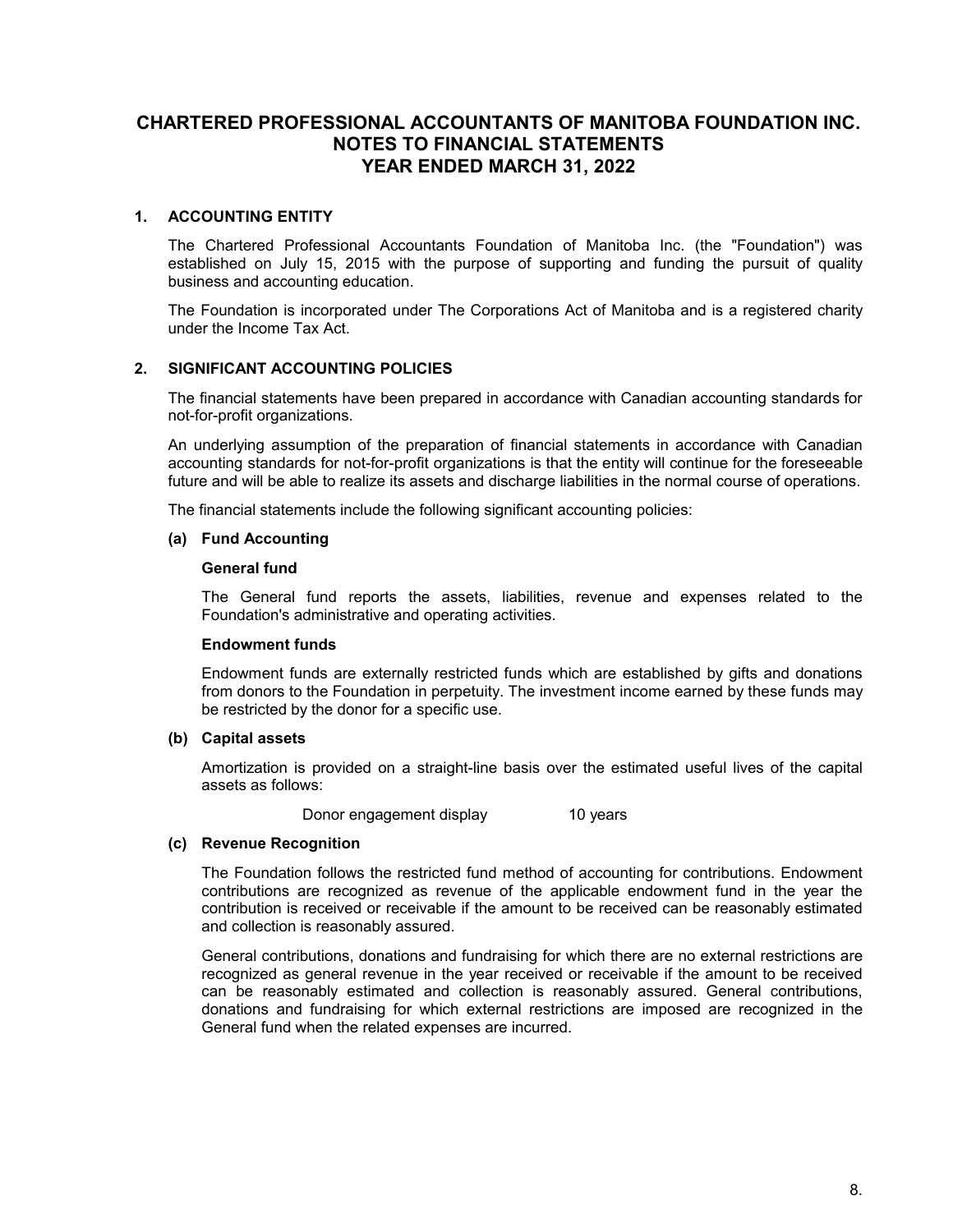# CHARTERED PROFESSIONAL ACCOUNTANTS OF MANITOBA FOUNDATION INC.
## NOTES TO FINANCIAL STATEMENTS
## YEAR ENDED MARCH 31, 2022

### 1. ACCOUNTING ENTITY

The Chartered Professional Accountants Foundation of Manitoba Inc. (the "Foundation") was established on July 15, 2015 with the purpose of supporting and funding the pursuit of quality business and accounting education.

The Foundation is incorporated under The Corporations Act of Manitoba and is a registered charity under the Income Tax Act.

### 2. SIGNIFICANT ACCOUNTING POLICIES

The financial statements have been prepared in accordance with Canadian accounting standards for not-for-profit organizations.

An underlying assumption of the preparation of financial statements in accordance with Canadian accounting standards for not-for-profit organizations is that the entity will continue for the foreseeable future and will be able to realize its assets and discharge liabilities in the normal course of operations.

The financial statements include the following significant accounting policies:

#### (a) Fund Accounting

**General fund**

The General fund reports the assets, liabilities, revenue and expenses related to the Foundation's administrative and operating activities.

**Endowment funds**

Endowment funds are externally restricted funds which are established by gifts and donations from donors to the Foundation in perpetuity. The investment income earned by these funds may be restricted by the donor for a specific use.

#### (b) Capital assets

Amortization is provided on a straight-line basis over the estimated useful lives of the capital assets as follows:

| | |
|---|---|
| Donor engagement display | 10 years |

#### (c) Revenue Recognition

The Foundation follows the restricted fund method of accounting for contributions. Endowment contributions are recognized as revenue of the applicable endowment fund in the year the contribution is received or receivable if the amount to be received can be reasonably estimated and collection is reasonably assured.

General contributions, donations and fundraising for which there are no external restrictions are recognized as general revenue in the year received or receivable if the amount to be received can be reasonably estimated and collection is reasonably assured. General contributions, donations and fundraising for which external restrictions are imposed are recognized in the General fund when the related expenses are incurred.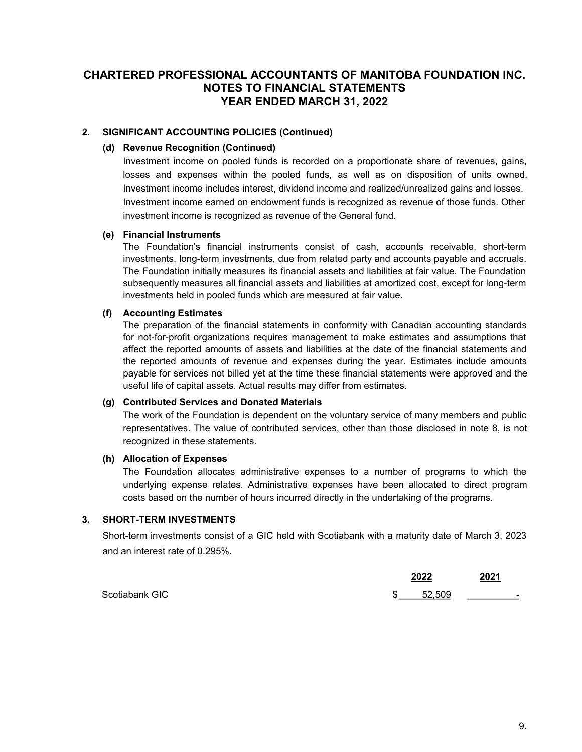# CHARTERED PROFESSIONAL ACCOUNTANTS OF MANITOBA FOUNDATION INC.
## NOTES TO FINANCIAL STATEMENTS
## YEAR ENDED MARCH 31, 2022

### 2. SIGNIFICANT ACCOUNTING POLICIES (Continued)

#### (d) Revenue Recognition (Continued)

Investment income on pooled funds is recorded on a proportionate share of revenues, gains, losses and expenses within the pooled funds, as well as on disposition of units owned. Investment income includes interest, dividend income and realized/unrealized gains and losses. Investment income earned on endowment funds is recognized as revenue of those funds. Other investment income is recognized as revenue of the General fund.

#### (e) Financial Instruments

The Foundation's financial instruments consist of cash, accounts receivable, short-term investments, long-term investments, due from related party and accounts payable and accruals. The Foundation initially measures its financial assets and liabilities at fair value. The Foundation subsequently measures all financial assets and liabilities at amortized cost, except for long-term investments held in pooled funds which are measured at fair value.

#### (f) Accounting Estimates

The preparation of the financial statements in conformity with Canadian accounting standards for not-for-profit organizations requires management to make estimates and assumptions that affect the reported amounts of assets and liabilities at the date of the financial statements and the reported amounts of revenue and expenses during the year. Estimates include amounts payable for services not billed yet at the time these financial statements were approved and the useful life of capital assets. Actual results may differ from estimates.

#### (g) Contributed Services and Donated Materials

The work of the Foundation is dependent on the voluntary service of many members and public representatives. The value of contributed services, other than those disclosed in note 8, is not recognized in these statements.

#### (h) Allocation of Expenses

The Foundation allocates administrative expenses to a number of programs to which the underlying expense relates. Administrative expenses have been allocated to direct program costs based on the number of hours incurred directly in the undertaking of the programs.

### 3. SHORT-TERM INVESTMENTS

Short-term investments consist of a GIC held with Scotiabank with a maturity date of March 3, 2023 and an interest rate of 0.295%.

| | 2022 | 2021 |
|---|---|---|
| Scotiabank GIC | $ 52,509 | - |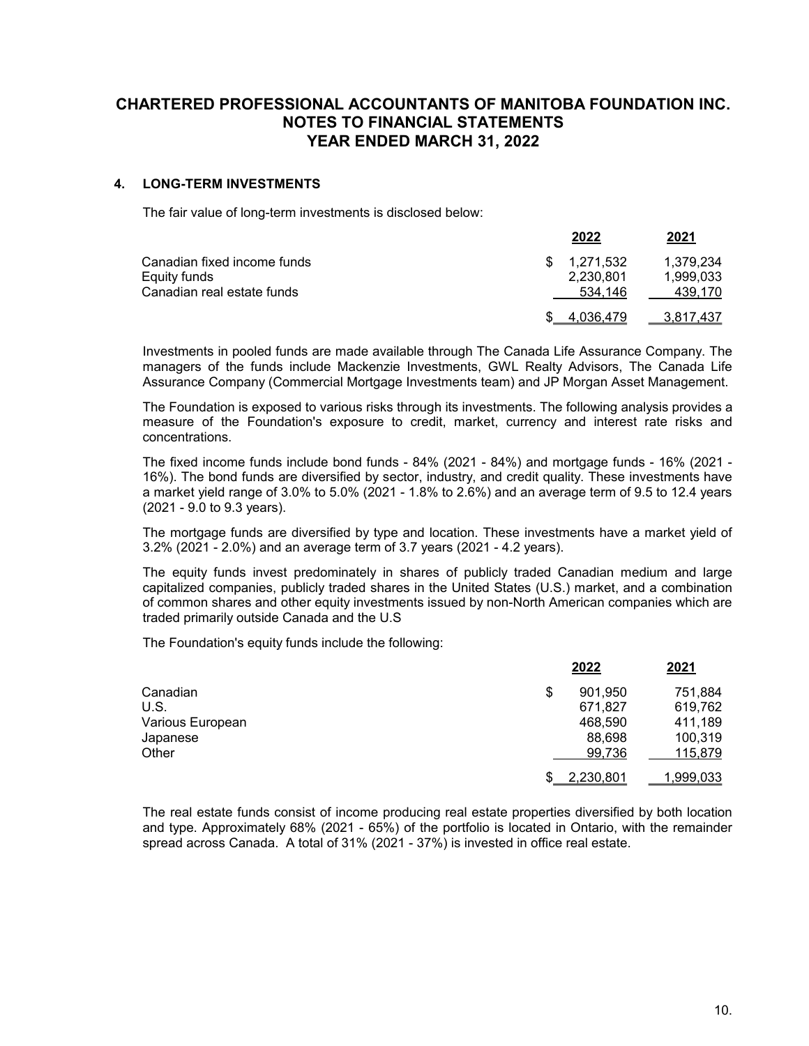# CHARTERED PROFESSIONAL ACCOUNTANTS OF MANITOBA FOUNDATION INC.
## NOTES TO FINANCIAL STATEMENTS
## YEAR ENDED MARCH 31, 2022

### 4. LONG-TERM INVESTMENTS

The fair value of long-term investments is disclosed below:

| | 2022 | 2021 |
|---|---|---|
| Canadian fixed income funds | $ 1,271,532 | 1,379,234 |
| Equity funds | 2,230,801 | 1,999,033 |
| Canadian real estate funds | 534,146 | 439,170 |
| | $ 4,036,479 | 3,817,437 |

Investments in pooled funds are made available through The Canada Life Assurance Company. The managers of the funds include Mackenzie Investments, GWL Realty Advisors, The Canada Life Assurance Company (Commercial Mortgage Investments team) and JP Morgan Asset Management.

The Foundation is exposed to various risks through its investments. The following analysis provides a measure of the Foundation's exposure to credit, market, currency and interest rate risks and concentrations.

The fixed income funds include bond funds - 84% (2021 - 84%) and mortgage funds - 16% (2021 - 16%). The bond funds are diversified by sector, industry, and credit quality. These investments have a market yield range of 3.0% to 5.0% (2021 - 1.8% to 2.6%) and an average term of 9.5 to 12.4 years (2021 - 9.0 to 9.3 years).

The mortgage funds are diversified by type and location. These investments have a market yield of 3.2% (2021 - 2.0%) and an average term of 3.7 years (2021 - 4.2 years).

The equity funds invest predominately in shares of publicly traded Canadian medium and large capitalized companies, publicly traded shares in the United States (U.S.) market, and a combination of common shares and other equity investments issued by non-North American companies which are traded primarily outside Canada and the U.S

The Foundation's equity funds include the following:

| | 2022 | 2021 |
|---|---|---|
| Canadian | $ 901,950 | 751,884 |
| U.S. | 671,827 | 619,762 |
| Various European | 468,590 | 411,189 |
| Japanese | 88,698 | 100,319 |
| Other | 99,736 | 115,879 |
| | $ 2,230,801 | 1,999,033 |

The real estate funds consist of income producing real estate properties diversified by both location and type. Approximately 68% (2021 - 65%) of the portfolio is located in Ontario, with the remainder spread across Canada. A total of 31% (2021 - 37%) is invested in office real estate.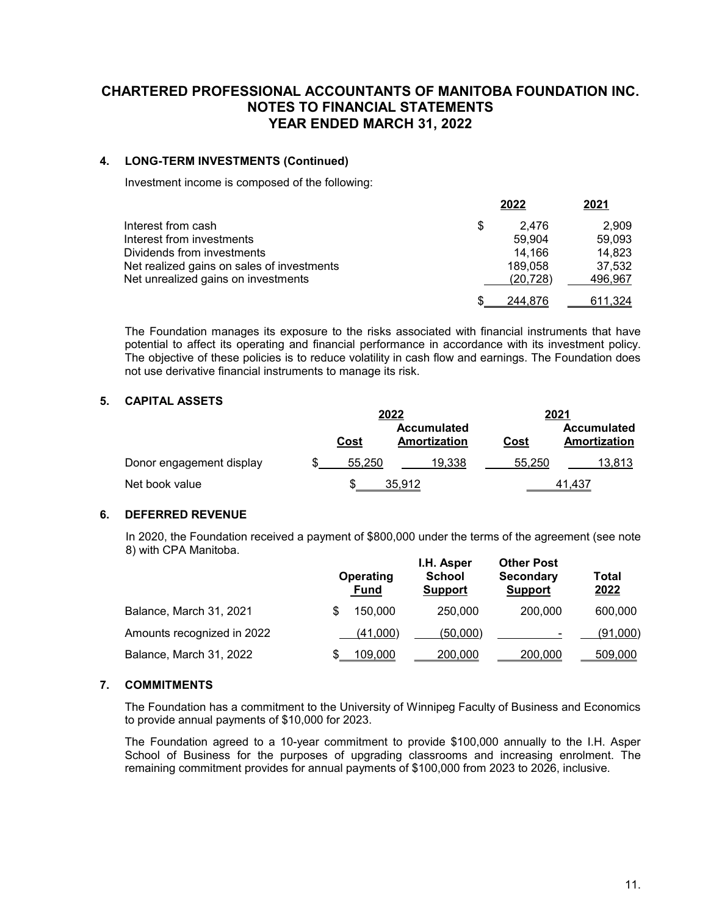# CHARTERED PROFESSIONAL ACCOUNTANTS OF MANITOBA FOUNDATION INC.
## NOTES TO FINANCIAL STATEMENTS
## YEAR ENDED MARCH 31, 2022

### 4. LONG-TERM INVESTMENTS (Continued)

Investment income is composed of the following:

| | 2022 | 2021 |
|---|---|---|
| Interest from cash | $ 2,476 | 2,909 |
| Interest from investments | 59,904 | 59,093 |
| Dividends from investments | 14,166 | 14,823 |
| Net realized gains on sales of investments | 189,058 | 37,532 |
| Net unrealized gains on investments | (20,728) | 496,967 |
| | $ 244,876 | 611,324 |

The Foundation manages its exposure to the risks associated with financial instruments that have potential to affect its operating and financial performance in accordance with its investment policy. The objective of these policies is to reduce volatility in cash flow and earnings. The Foundation does not use derivative financial instruments to manage its risk.

### 5. CAPITAL ASSETS

| | 2022 | | 2021 | |
|---|---|---|---|---|
| | Cost | Accumulated Amortization | Cost | Accumulated Amortization |
| Donor engagement display | $ 55,250 | 19,338 | 55,250 | 13,813 |
| Net book value | $ 35,912 | | 41,437 | |

### 6. DEFERRED REVENUE

In 2020, the Foundation received a payment of $800,000 under the terms of the agreement (see note 8) with CPA Manitoba.

| | Operating Fund | I.H. Asper School Support | Other Post Secondary Support | Total 2022 |
|---|---|---|---|---|
| Balance, March 31, 2021 | $ 150,000 | 250,000 | 200,000 | 600,000 |
| Amounts recognized in 2022 | (41,000) | (50,000) | - | (91,000) |
| Balance, March 31, 2022 | $ 109,000 | 200,000 | 200,000 | 509,000 |

### 7. COMMITMENTS

The Foundation has a commitment to the University of Winnipeg Faculty of Business and Economics to provide annual payments of $10,000 for 2023.

The Foundation agreed to a 10-year commitment to provide $100,000 annually to the I.H. Asper School of Business for the purposes of upgrading classrooms and increasing enrolment. The remaining commitment provides for annual payments of $100,000 from 2023 to 2026, inclusive.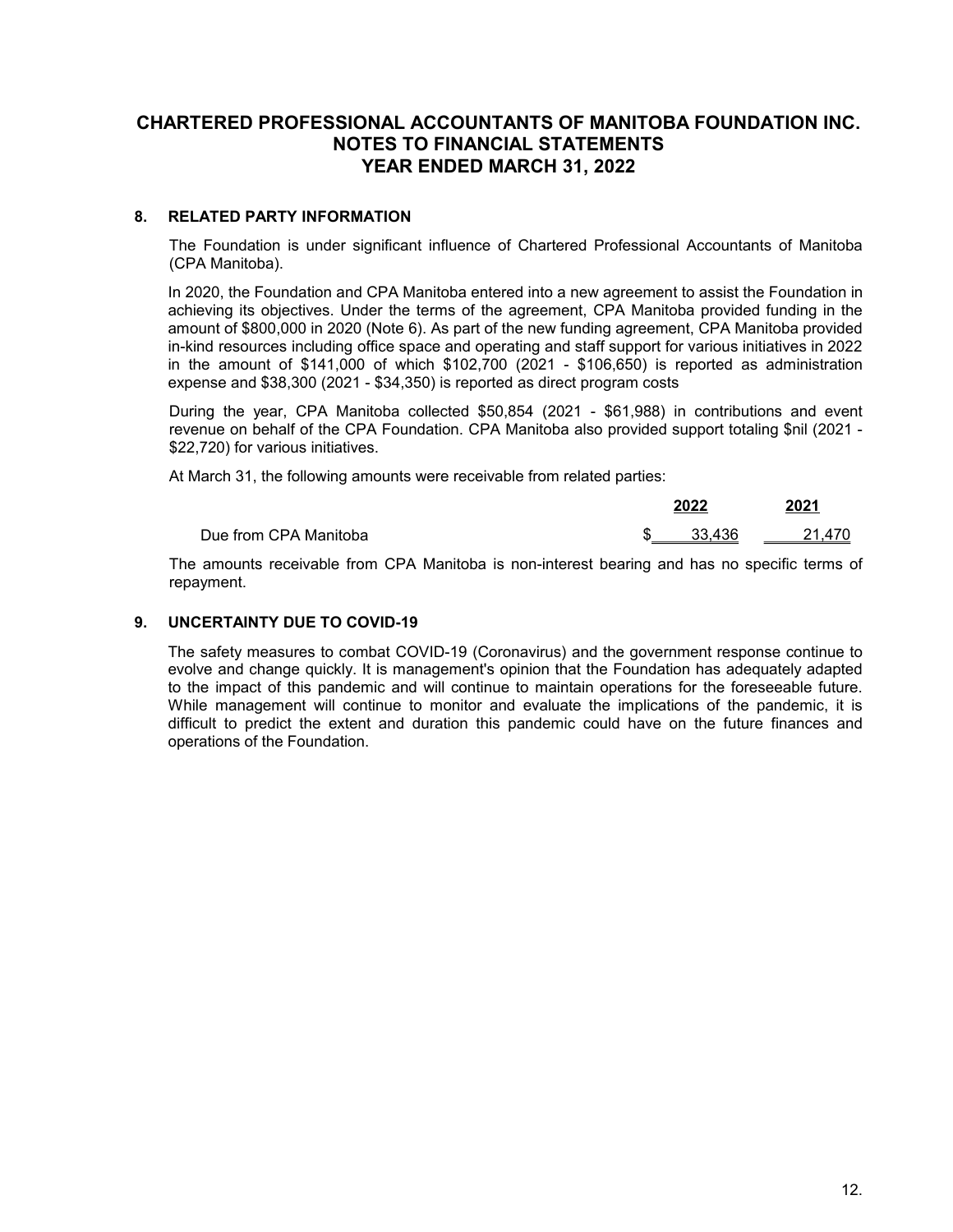# CHARTERED PROFESSIONAL ACCOUNTANTS OF MANITOBA FOUNDATION INC.
## NOTES TO FINANCIAL STATEMENTS
## YEAR ENDED MARCH 31, 2022

### 8. RELATED PARTY INFORMATION

The Foundation is under significant influence of Chartered Professional Accountants of Manitoba (CPA Manitoba).

In 2020, the Foundation and CPA Manitoba entered into a new agreement to assist the Foundation in achieving its objectives. Under the terms of the agreement, CPA Manitoba provided funding in the amount of $800,000 in 2020 (Note 6). As part of the new funding agreement, CPA Manitoba provided in-kind resources including office space and operating and staff support for various initiatives in 2022 in the amount of $141,000 of which $102,700 (2021 - $106,650) is reported as administration expense and $38,300 (2021 - $34,350) is reported as direct program costs

During the year, CPA Manitoba collected $50,854 (2021 - $61,988) in contributions and event revenue on behalf of the CPA Foundation. CPA Manitoba also provided support totaling $nil (2021 - $22,720) for various initiatives.

At March 31, the following amounts were receivable from related parties:

| | 2022 | 2021 |
|---|---|---|
| Due from CPA Manitoba | $ 33,436 | 21,470 |

The amounts receivable from CPA Manitoba is non-interest bearing and has no specific terms of repayment.

### 9. UNCERTAINTY DUE TO COVID-19

The safety measures to combat COVID-19 (Coronavirus) and the government response continue to evolve and change quickly. It is management's opinion that the Foundation has adequately adapted to the impact of this pandemic and will continue to maintain operations for the foreseeable future. While management will continue to monitor and evaluate the implications of the pandemic, it is difficult to predict the extent and duration this pandemic could have on the future finances and operations of the Foundation.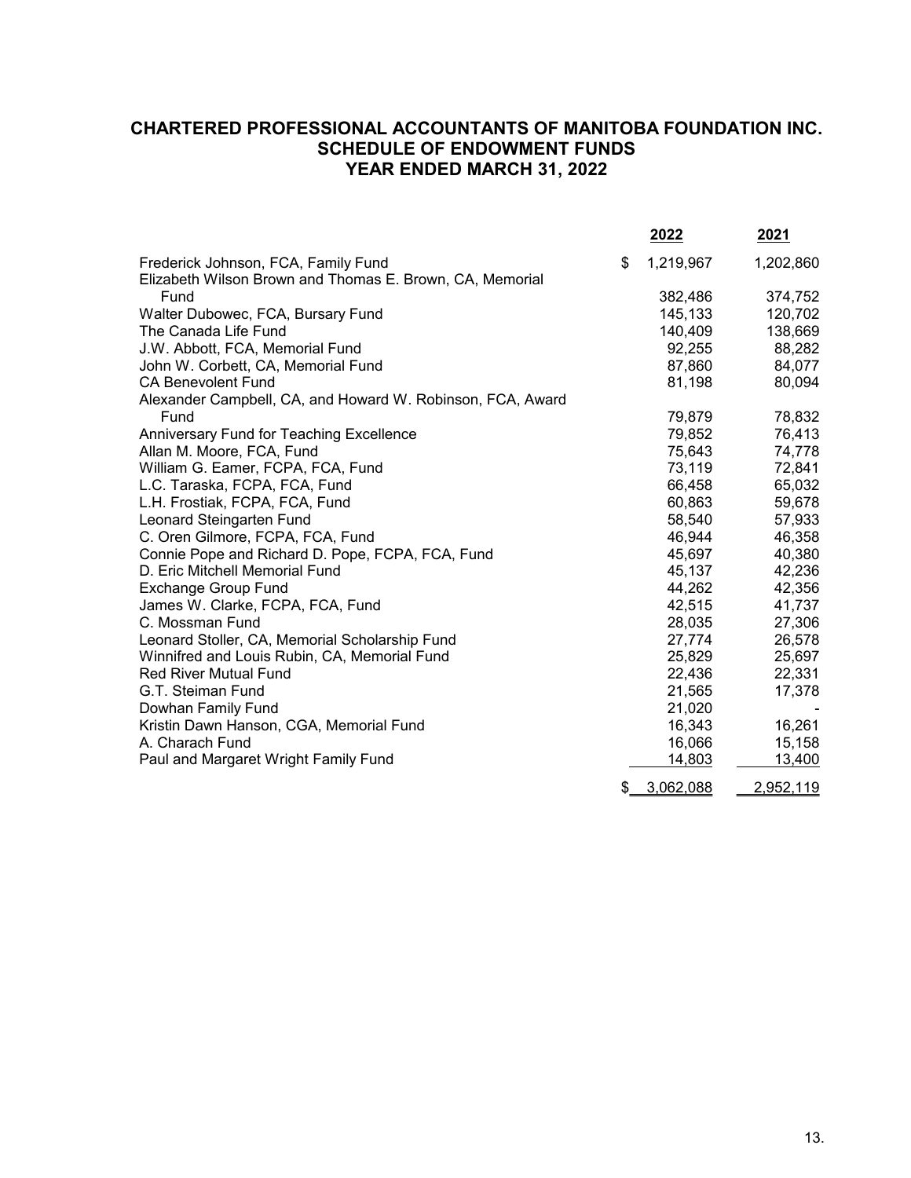# CHARTERED PROFESSIONAL ACCOUNTANTS OF MANITOBA FOUNDATION INC.
## SCHEDULE OF ENDOWMENT FUNDS
## YEAR ENDED MARCH 31, 2022

| | 2022 | 2021 |
|---|---|---|
| Frederick Johnson, FCA, Family Fund | $ 1,219,967 | 1,202,860 |
| Elizabeth Wilson Brown and Thomas E. Brown, CA, Memorial Fund | 382,486 | 374,752 |
| Walter Dubowec, FCA, Bursary Fund | 145,133 | 120,702 |
| The Canada Life Fund | 140,409 | 138,669 |
| J.W. Abbott, FCA, Memorial Fund | 92,255 | 88,282 |
| John W. Corbett, CA, Memorial Fund | 87,860 | 84,077 |
| CA Benevolent Fund | 81,198 | 80,094 |
| Alexander Campbell, CA, and Howard W. Robinson, FCA, Award Fund | 79,879 | 78,832 |
| Anniversary Fund for Teaching Excellence | 79,852 | 76,413 |
| Allan M. Moore, FCA, Fund | 75,643 | 74,778 |
| William G. Eamer, FCPA, FCA, Fund | 73,119 | 72,841 |
| L.C. Taraska, FCPA, FCA, Fund | 66,458 | 65,032 |
| L.H. Frostiak, FCPA, FCA, Fund | 60,863 | 59,678 |
| Leonard Steingarten Fund | 58,540 | 57,933 |
| C. Oren Gilmore, FCPA, FCA, Fund | 46,944 | 46,358 |
| Connie Pope and Richard D. Pope, FCPA, FCA, Fund | 45,697 | 40,380 |
| D. Eric Mitchell Memorial Fund | 45,137 | 42,236 |
| Exchange Group Fund | 44,262 | 42,356 |
| James W. Clarke, FCPA, FCA, Fund | 42,515 | 41,737 |
| C. Mossman Fund | 28,035 | 27,306 |
| Leonard Stoller, CA, Memorial Scholarship Fund | 27,774 | 26,578 |
| Winnifred and Louis Rubin, CA, Memorial Fund | 25,829 | 25,697 |
| Red River Mutual Fund | 22,436 | 22,331 |
| G.T. Steiman Fund | 21,565 | 17,378 |
| Dowhan Family Fund | 21,020 | - |
| Kristin Dawn Hanson, CGA, Memorial Fund | 16,343 | 16,261 |
| A. Charach Fund | 16,066 | 15,158 |
| Paul and Margaret Wright Family Fund | 14,803 | 13,400 |
| | $ 3,062,088 | 2,952,119 |